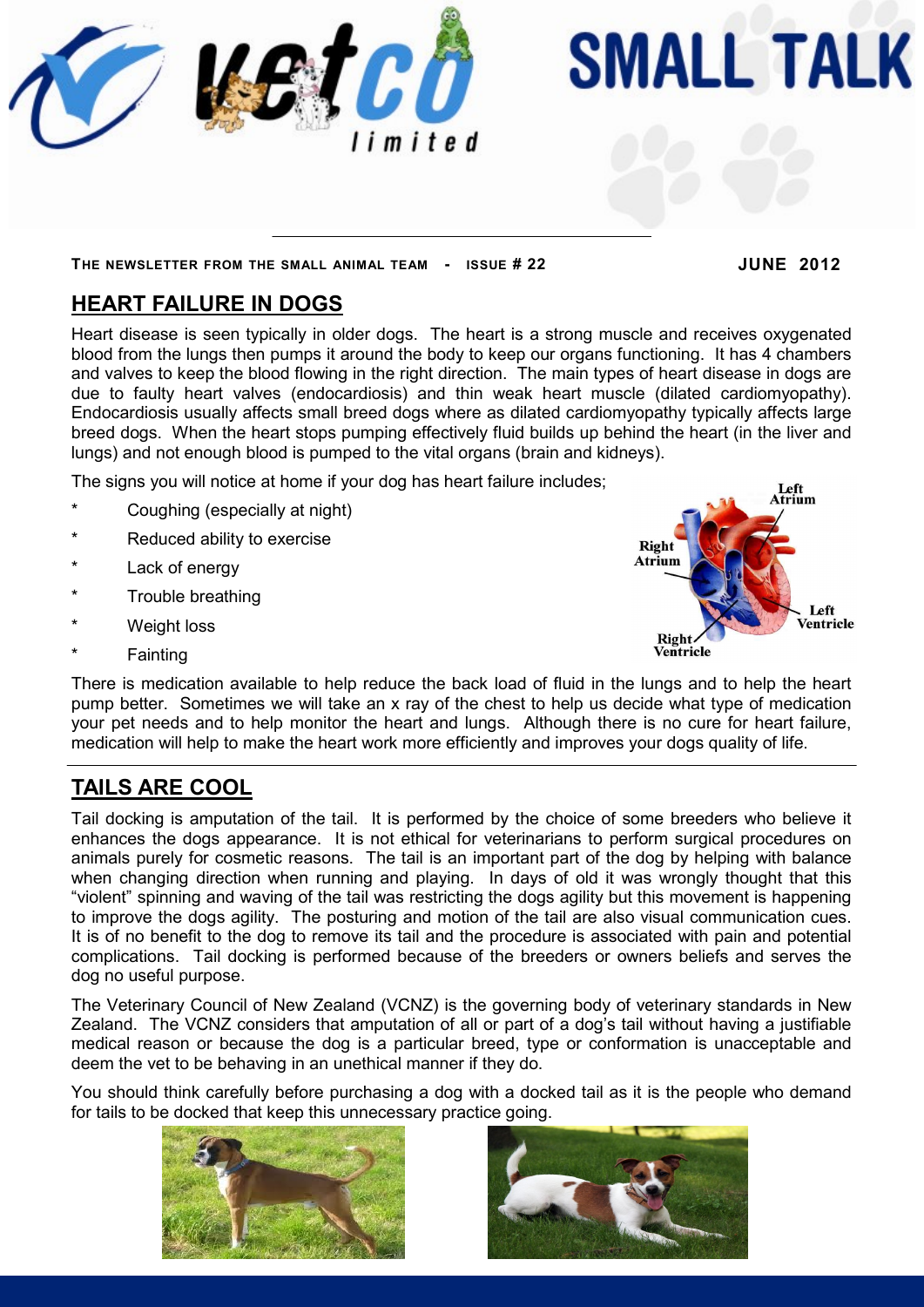# SMALL TALK

THE NEWSLETTER FROM THE SMALL ANIMAL TEAM - ISSUE # 22 **JUNE 2012**

## HEART FAILURE IN DOGS

Heart disease is seen typically in older dogs. The heart is a strong muscle and receives oxygenated blood from the lungs then pumps it around the body to keep our organs functioning. It has 4 chambers and valves to keep the blood flowing in the right direction. The main types of heart disease in dogs are due to faulty heart valves (endocardiosis) and thin weak heart muscle (dilated cardiomyopathy). Endocardiosis usually affects small breed dogs where as dilated cardiomyopathy typically affects large breed dogs. When the heart stops pumping effectively fluid builds up behind the heart (in the liver and lungs) and not enough blood is pumped to the vital organs (brain and kidneys).

The signs you will notice at home if your dog has heart failure includes;

* Coughing (especially at night)
* Reduced ability to exercise
* Lack of energy
* Trouble breathing
* Weight loss
* Fainting

There is medication available to help reduce the back load of fluid in the lungs and to help the heart pump better. Sometimes we will take an x ray of the chest to help us decide what type of medication your pet needs and to help monitor the heart and lungs. Although there is no cure for heart failure, medication will help to make the heart work more efficiently and improves your dogs quality of life.

## TAILS ARE COOL

Tail docking is amputation of the tail. It is performed by the choice of some breeders who believe it enhances the dogs appearance. It is not ethical for veterinarians to perform surgical procedures on animals purely for cosmetic reasons. The tail is an important part of the dog by helping with balance when changing direction when running and playing. In days of old it was wrongly thought that this "violent" spinning and waving of the tail was restricting the dogs agility but this movement is happening to improve the dogs agility. The posturing and motion of the tail are also visual communication cues. It is of no benefit to the dog to remove its tail and the procedure is associated with pain and potential complications. Tail docking is performed because of the breeders or owners beliefs and serves the dog no useful purpose.

The Veterinary Council of New Zealand (VCNZ) is the governing body of veterinary standards in New Zealand. The VCNZ considers that amputation of all or part of a dog's tail without having a justifiable medical reason or because the dog is a particular breed, type or conformation is unacceptable and deem the vet to be behaving in an unethical manner if they do.

You should think carefully before purchasing a dog with a docked tail as it is the people who demand for tails to be docked that keep this unnecessary practice going.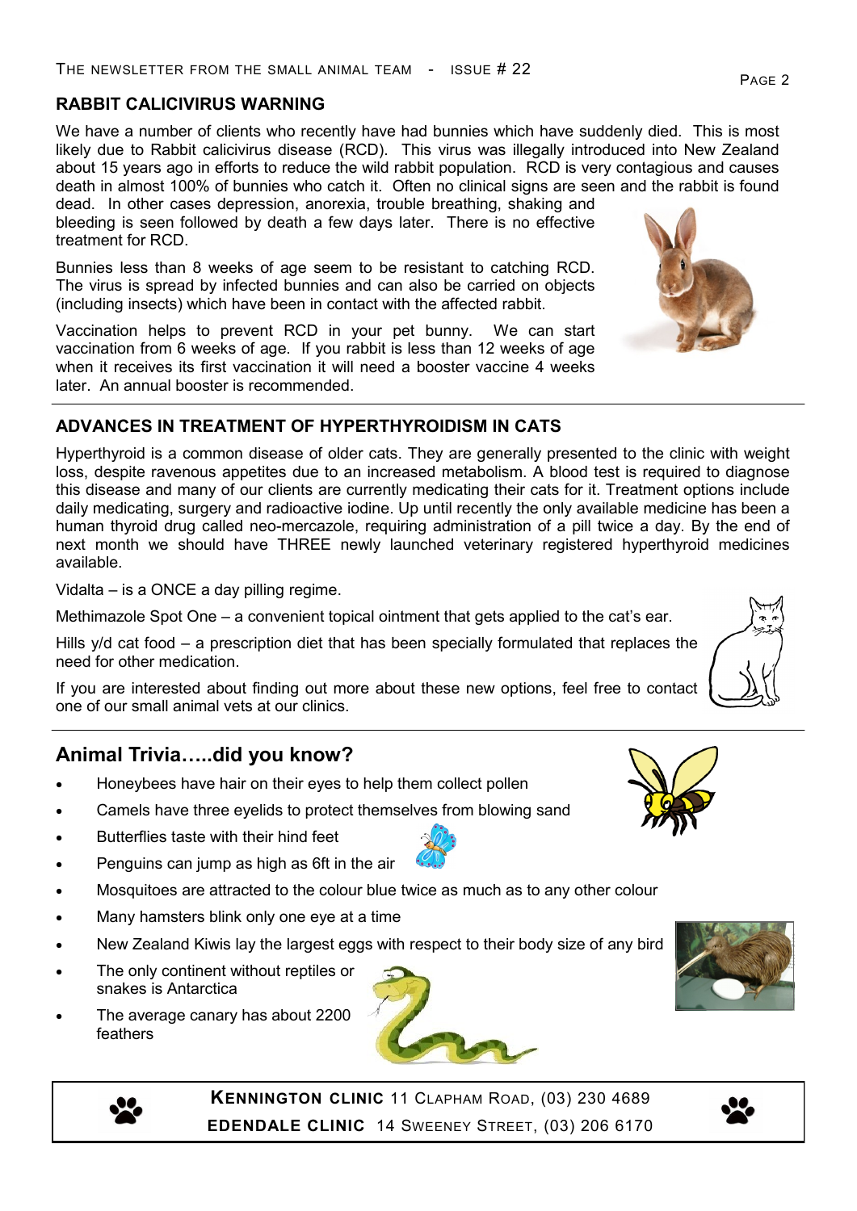## RABBIT CALICIVIRUS WARNING

We have a number of clients who recently have had bunnies which have suddenly died. This is most likely due to Rabbit calicivirus disease (RCD). This virus was illegally introduced into New Zealand about 15 years ago in efforts to reduce the wild rabbit population. RCD is very contagious and causes death in almost 100% of bunnies who catch it. Often no clinical signs are seen and the rabbit is found dead. In other cases depression, anorexia, trouble breathing, shaking and bleeding is seen followed by death a few days later. There is no effective treatment for RCD.

Bunnies less than 8 weeks of age seem to be resistant to catching RCD. The virus is spread by infected bunnies and can also be carried on objects (including insects) which have been in contact with the affected rabbit.

Vaccination helps to prevent RCD in your pet bunny. We can start vaccination from 6 weeks of age. If you rabbit is less than 12 weeks of age when it receives its first vaccination it will need a booster vaccine 4 weeks later. An annual booster is recommended.

## ADVANCES IN TREATMENT OF HYPERTHYROIDISM IN CATS

Hyperthyroid is a common disease of older cats. They are generally presented to the clinic with weight loss, despite ravenous appetites due to an increased metabolism. A blood test is required to diagnose this disease and many of our clients are currently medicating their cats for it. Treatment options include daily medicating, surgery and radioactive iodine. Up until recently the only available medicine has been a human thyroid drug called neo-mercazole, requiring administration of a pill twice a day. By the end of next month we should have THREE newly launched veterinary registered hyperthyroid medicines available.

Vidalta – is a ONCE a day pilling regime.

Methimazole Spot One – a convenient topical ointment that gets applied to the cat's ear.

Hills y/d cat food – a prescription diet that has been specially formulated that replaces the need for other medication.

If you are interested about finding out more about these new options, feel free to contact one of our small animal vets at our clinics.

## Animal Trivia…..did you know?

- Honeybees have hair on their eyes to help them collect pollen
- Camels have three eyelids to protect themselves from blowing sand
- Butterflies taste with their hind feet
- Penguins can jump as high as 6ft in the air
- Mosquitoes are attracted to the colour blue twice as much as to any other colour
- Many hamsters blink only one eye at a time
- New Zealand Kiwis lay the largest eggs with respect to their body size of any bird
- The only continent without reptiles or snakes is Antarctica
- The average canary has about 2200 feathers

**KENNINGTON CLINIC** 11 CLAPHAM ROAD, (03) 230 4689

**EDENDALE CLINIC** 14 SWEENEY STREET, (03) 206 6170